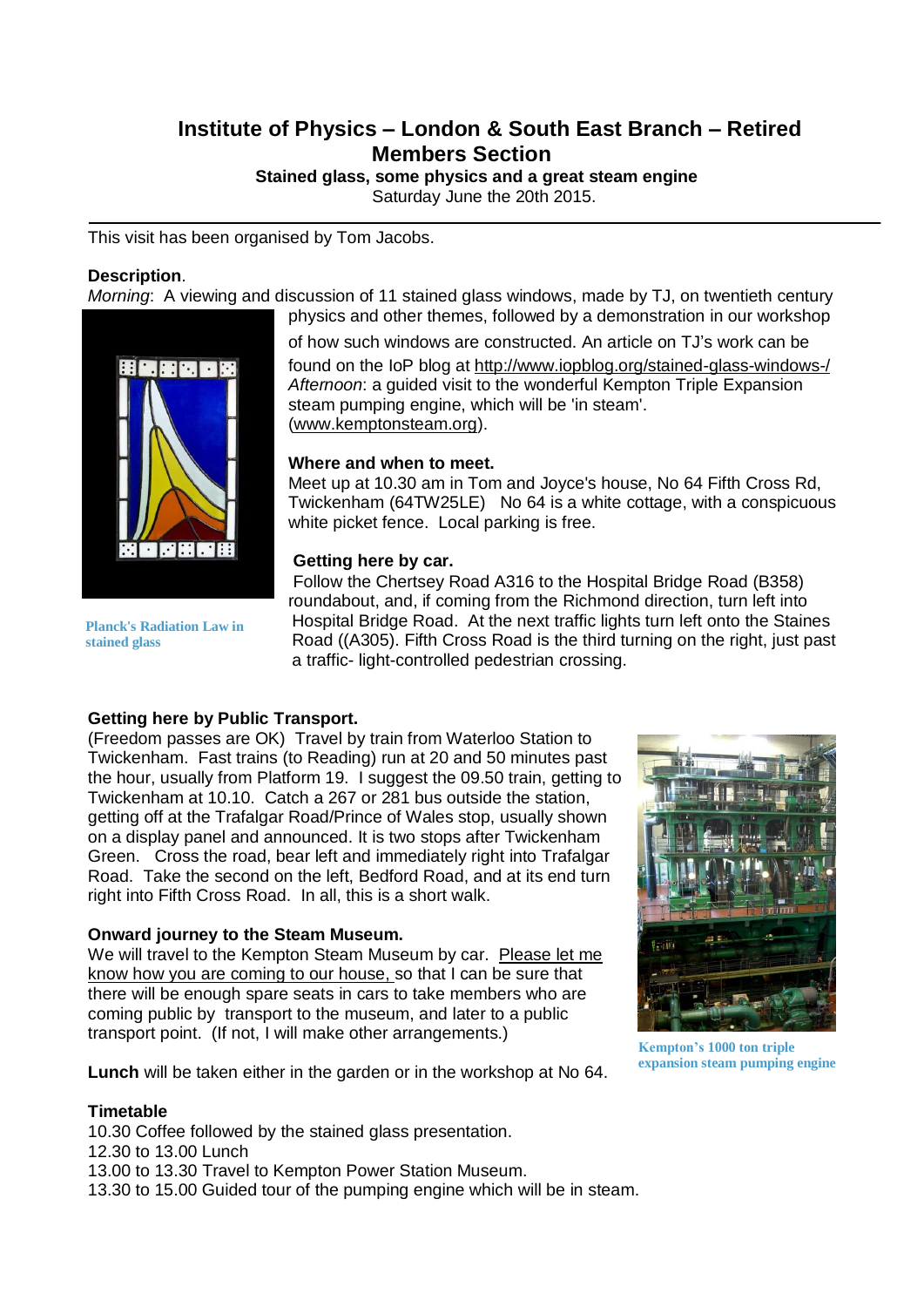# Institute of Physics – London & South East Branch – Retired Members Section

**Stained glass, some physics and a great steam engine**

Saturday June the 20th 2015.

---

This visit has been organised by Tom Jacobs.

**Description**.

*Morning*: A viewing and discussion of 11 stained glass windows, made by TJ, on twentieth century physics and other themes, followed by a demonstration in our workshop of how such windows are constructed. An article on TJ's work can be found on the IoP blog at http://www.iopblog.org/stained-glass-windows-/

*Afternoon*: a guided visit to the wonderful Kempton Triple Expansion steam pumping engine, which will be 'in steam'. (www.kemptonsteam.org).

Planck's Radiation Law in stained glass

**Where and when to meet.**

Meet up at 10.30 am in Tom and Joyce's house, No 64 Fifth Cross Rd, Twickenham (64TW25LE) No 64 is a white cottage, with a conspicuous white picket fence. Local parking is free.

**Getting here by car.**

Follow the Chertsey Road A316 to the Hospital Bridge Road (B358) roundabout, and, if coming from the Richmond direction, turn left into Hospital Bridge Road. At the next traffic lights turn left onto the Staines Road ((A305). Fifth Cross Road is the third turning on the right, just past a traffic- light-controlled pedestrian crossing.

**Getting here by Public Transport.**

(Freedom passes are OK) Travel by train from Waterloo Station to Twickenham. Fast trains (to Reading) run at 20 and 50 minutes past the hour, usually from Platform 19. I suggest the 09.50 train, getting to Twickenham at 10.10. Catch a 267 or 281 bus outside the station, getting off at the Trafalgar Road/Prince of Wales stop, usually shown on a display panel and announced. It is two stops after Twickenham Green. Cross the road, bear left and immediately right into Trafalgar Road. Take the second on the left, Bedford Road, and at its end turn right into Fifth Cross Road. In all, this is a short walk.

**Onward journey to the Steam Museum.**

We will travel to the Kempton Steam Museum by car. Please let me know how you are coming to our house, so that I can be sure that there will be enough spare seats in cars to take members who are coming public by transport to the museum, and later to a public transport point. (If not, I will make other arrangements.)

Kempton's 1000 ton triple expansion steam pumping engine

**Lunch** will be taken either in the garden or in the workshop at No 64.

**Timetable**

10.30 Coffee followed by the stained glass presentation.
12.30 to 13.00 Lunch
13.00 to 13.30 Travel to Kempton Power Station Museum.
13.30 to 15.00 Guided tour of the pumping engine which will be in steam.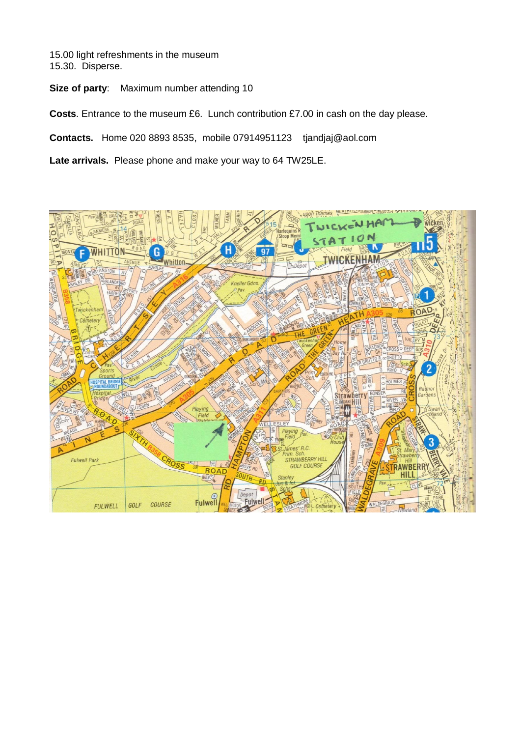15.00 light refreshments in the museum
15.30. Disperse.

**Size of party**: Maximum number attending 10

**Costs**. Entrance to the museum £6. Lunch contribution £7.00 in cash on the day please.

**Contacts.** Home 020 8893 8535, mobile 07914951123 tjandjaj@aol.com

**Late arrivals.** Please phone and make your way to 64 TW25LE.